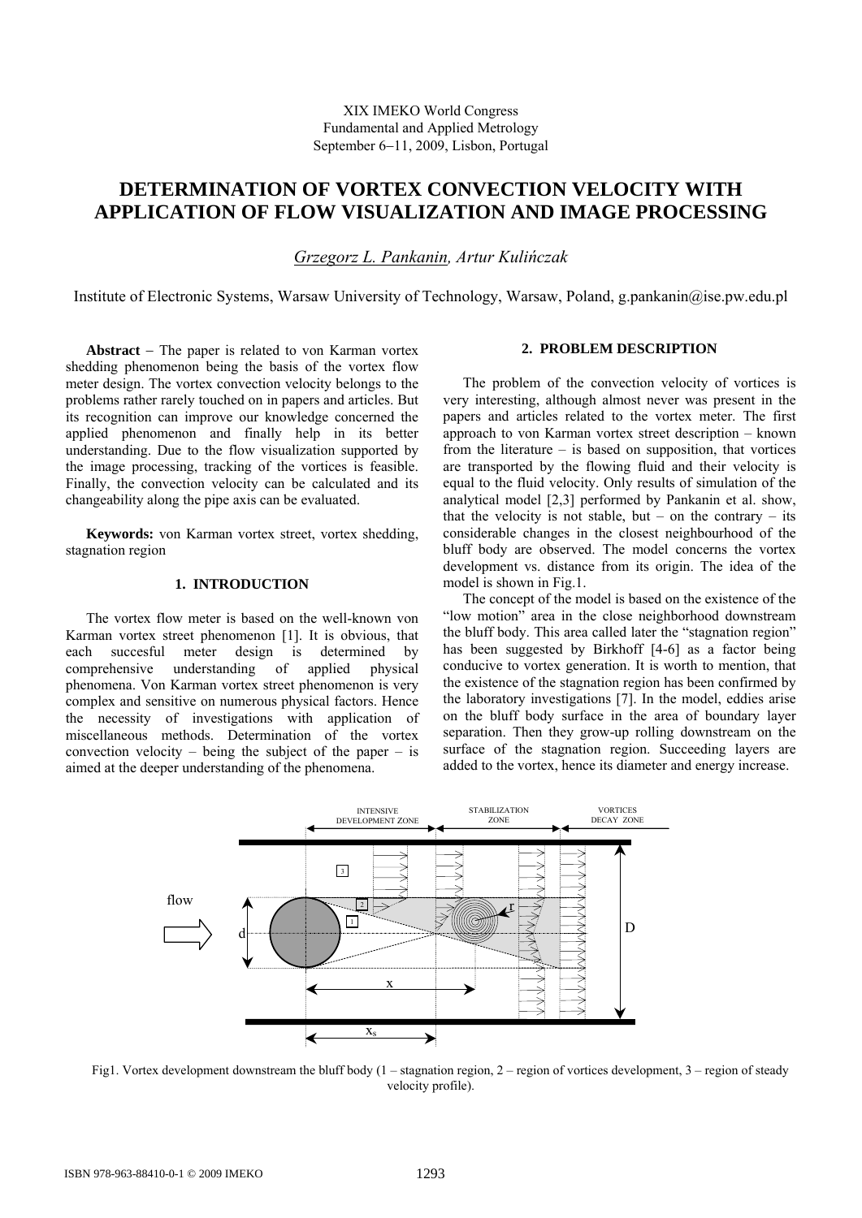XIX IMEKO World Congress
Fundamental and Applied Metrology
September 6−11, 2009, Lisbon, Portugal

# DETERMINATION OF VORTEX CONVECTION VELOCITY WITH APPLICATION OF FLOW VISUALIZATION AND IMAGE PROCESSING

*Grzegorz L. Pankanin, Artur Kulińczak*

Institute of Electronic Systems, Warsaw University of Technology, Warsaw, Poland, g.pankanin@ise.pw.edu.pl

**Abstract** − The paper is related to von Karman vortex shedding phenomenon being the basis of the vortex flow meter design. The vortex convection velocity belongs to the problems rather rarely touched on in papers and articles. But its recognition can improve our knowledge concerned the applied phenomenon and finally help in its better understanding. Due to the flow visualization supported by the image processing, tracking of the vortices is feasible. Finally, the convection velocity can be calculated and its changeability along the pipe axis can be evaluated.

**Keywords:** von Karman vortex street, vortex shedding, stagnation region

## 1. INTRODUCTION

The vortex flow meter is based on the well-known von Karman vortex street phenomenon [1]. It is obvious, that each succesful meter design is determined by comprehensive understanding of applied physical phenomena. Von Karman vortex street phenomenon is very complex and sensitive on numerous physical factors. Hence the necessity of investigations with application of miscellaneous methods. Determination of the vortex convection velocity – being the subject of the paper – is aimed at the deeper understanding of the phenomena.

## 2. PROBLEM DESCRIPTION

The problem of the convection velocity of vortices is very interesting, although almost never was present in the papers and articles related to the vortex meter. The first approach to von Karman vortex street description – known from the literature – is based on supposition, that vortices are transported by the flowing fluid and their velocity is equal to the fluid velocity. Only results of simulation of the analytical model [2,3] performed by Pankanin et al. show, that the velocity is not stable, but – on the contrary – its considerable changes in the closest neighbourhood of the bluff body are observed. The model concerns the vortex development vs. distance from its origin. The idea of the model is shown in Fig.1.

The concept of the model is based on the existence of the "low motion" area in the close neighborhood downstream the bluff body. This area called later the "stagnation region" has been suggested by Birkhoff [4-6] as a factor being conducive to vortex generation. It is worth to mention, that the existence of the stagnation region has been confirmed by the laboratory investigations [7]. In the model, eddies arise on the bluff body surface in the area of boundary layer separation. Then they grow-up rolling downstream on the surface of the stagnation region. Succeeding layers are added to the vortex, hence its diameter and energy increase.

Fig1. Vortex development downstream the bluff body (1 – stagnation region, 2 – region of vortices development, 3 – region of steady velocity profile).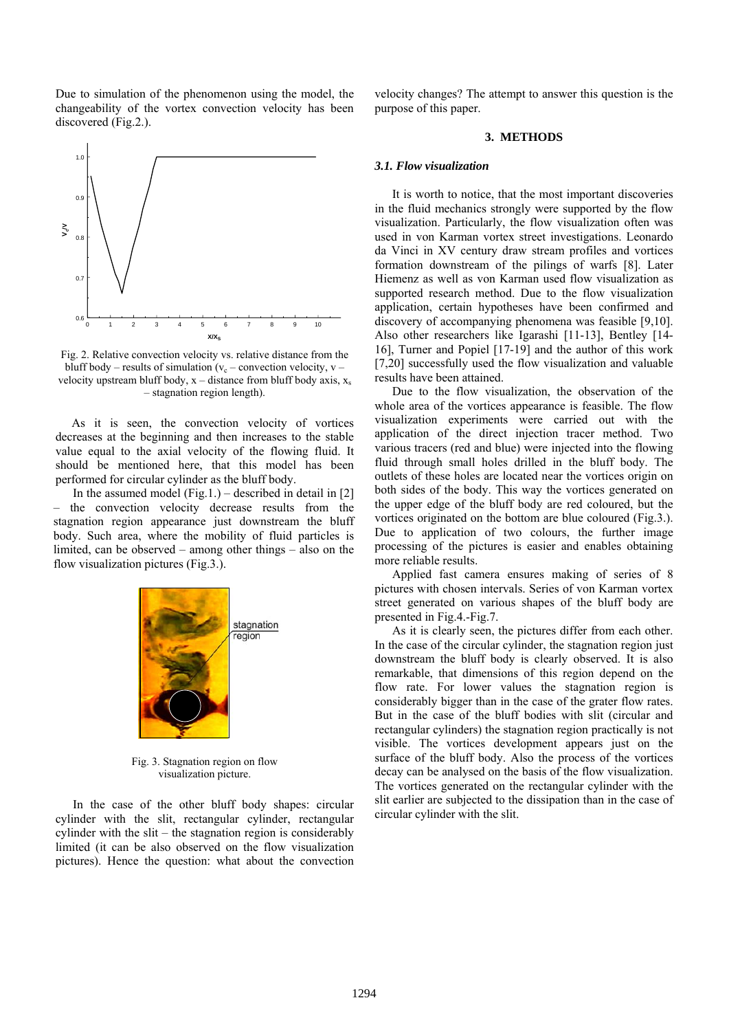Due to simulation of the phenomenon using the model, the changeability of the vortex convection velocity has been discovered (Fig.2.).

Fig. 2. Relative convection velocity vs. relative distance from the bluff body – results of simulation ($v_c$ – convection velocity, v – velocity upstream bluff body, x – distance from bluff body axis, $x_s$ – stagnation region length).

As it is seen, the convection velocity of vortices decreases at the beginning and then increases to the stable value equal to the axial velocity of the flowing fluid. It should be mentioned here, that this model has been performed for circular cylinder as the bluff body.

In the assumed model (Fig.1.) – described in detail in [2] – the convection velocity decrease results from the stagnation region appearance just downstream the bluff body. Such area, where the mobility of fluid particles is limited, can be observed – among other things – also on the flow visualization pictures (Fig.3.).

Fig. 3. Stagnation region on flow visualization picture.

In the case of the other bluff body shapes: circular cylinder with the slit, rectangular cylinder, rectangular cylinder with the slit – the stagnation region is considerably limited (it can be also observed on the flow visualization pictures). Hence the question: what about the convection velocity changes? The attempt to answer this question is the purpose of this paper.

## 3. METHODS

### *3.1. Flow visualization*

It is worth to notice, that the most important discoveries in the fluid mechanics strongly were supported by the flow visualization. Particularly, the flow visualization often was used in von Karman vortex street investigations. Leonardo da Vinci in XV century draw stream profiles and vortices formation downstream of the pilings of warfs [8]. Later Hiemenz as well as von Karman used flow visualization as supported research method. Due to the flow visualization application, certain hypotheses have been confirmed and discovery of accompanying phenomena was feasible [9,10]. Also other researchers like Igarashi [11-13], Bentley [14-16], Turner and Popiel [17-19] and the author of this work [7,20] successfully used the flow visualization and valuable results have been attained.

Due to the flow visualization, the observation of the whole area of the vortices appearance is feasible. The flow visualization experiments were carried out with the application of the direct injection tracer method. Two various tracers (red and blue) were injected into the flowing fluid through small holes drilled in the bluff body. The outlets of these holes are located near the vortices origin on both sides of the body. This way the vortices generated on the upper edge of the bluff body are red coloured, but the vortices originated on the bottom are blue coloured (Fig.3.). Due to application of two colours, the further image processing of the pictures is easier and enables obtaining more reliable results.

Applied fast camera ensures making of series of 8 pictures with chosen intervals. Series of von Karman vortex street generated on various shapes of the bluff body are presented in Fig.4.-Fig.7.

As it is clearly seen, the pictures differ from each other. In the case of the circular cylinder, the stagnation region just downstream the bluff body is clearly observed. It is also remarkable, that dimensions of this region depend on the flow rate. For lower values the stagnation region is considerably bigger than in the case of the grater flow rates. But in the case of the bluff bodies with slit (circular and rectangular cylinders) the stagnation region practically is not visible. The vortices development appears just on the surface of the bluff body. Also the process of the vortices decay can be analysed on the basis of the flow visualization. The vortices generated on the rectangular cylinder with the slit earlier are subjected to the dissipation than in the case of circular cylinder with the slit.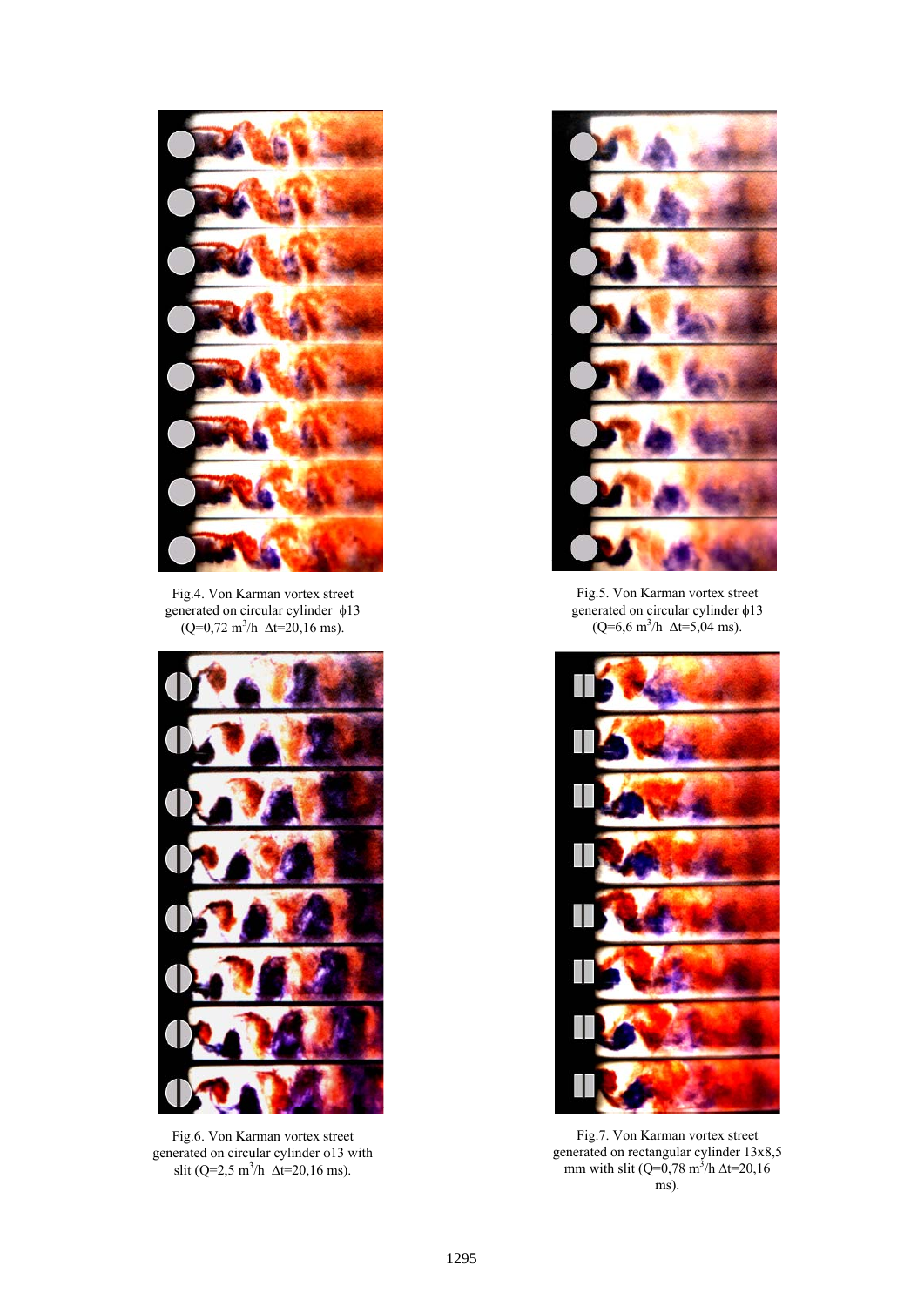Fig.4. Von Karman vortex street generated on circular cylinder ϕ13 (Q=0,72 $m^3$/h Δt=20,16 ms).

Fig.5. Von Karman vortex street generated on circular cylinder ϕ13 (Q=6,6 $m^3$/h Δt=5,04 ms).

Fig.6. Von Karman vortex street generated on circular cylinder ϕ13 with slit (Q=2,5 $m^3$/h Δt=20,16 ms).

Fig.7. Von Karman vortex street generated on rectangular cylinder 13x8,5 mm with slit (Q=0,78 $m^3$/h Δt=20,16 ms).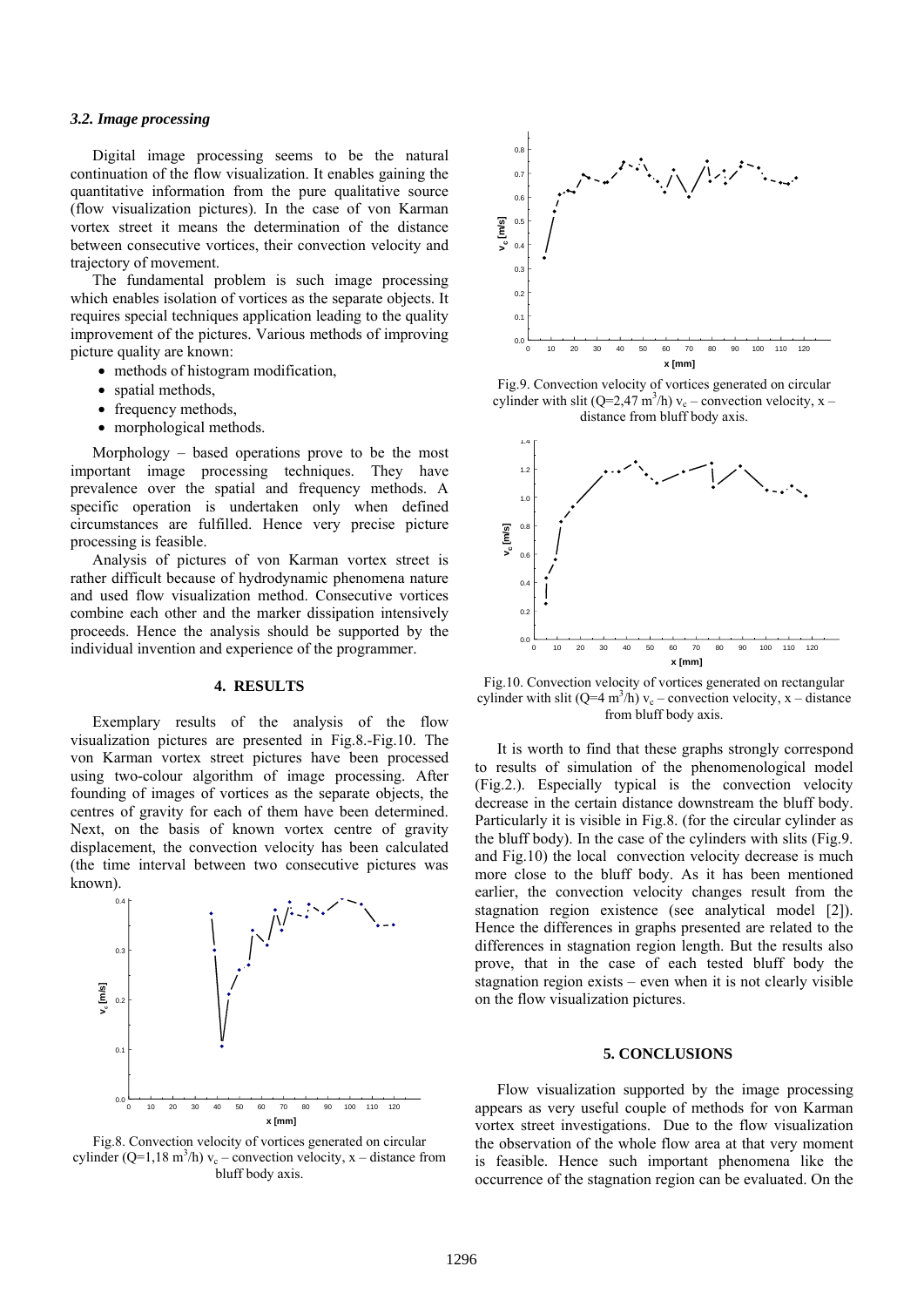### *3.2. Image processing*

Digital image processing seems to be the natural continuation of the flow visualization. It enables gaining the quantitative information from the pure qualitative source (flow visualization pictures). In the case of von Karman vortex street it means the determination of the distance between consecutive vortices, their convection velocity and trajectory of movement.

The fundamental problem is such image processing which enables isolation of vortices as the separate objects. It requires special techniques application leading to the quality improvement of the pictures. Various methods of improving picture quality are known:

- methods of histogram modification,
- spatial methods,
- frequency methods,
- morphological methods.

Morphology – based operations prove to be the most important image processing techniques. They have prevalence over the spatial and frequency methods. A specific operation is undertaken only when defined circumstances are fulfilled. Hence very precise picture processing is feasible.

Analysis of pictures of von Karman vortex street is rather difficult because of hydrodynamic phenomena nature and used flow visualization method. Consecutive vortices combine each other and the marker dissipation intensively proceeds. Hence the analysis should be supported by the individual invention and experience of the programmer.

## 4. RESULTS

Exemplary results of the analysis of the flow visualization pictures are presented in Fig.8.-Fig.10. The von Karman vortex street pictures have been processed using two-colour algorithm of image processing. After founding of images of vortices as the separate objects, the centres of gravity for each of them have been determined. Next, on the basis of known vortex centre of gravity displacement, the convection velocity has been calculated (the time interval between two consecutive pictures was known).

Fig.8. Convection velocity of vortices generated on circular cylinder ($Q$=1,18 $m^3/h$) $v_c$ – convection velocity, $x$ – distance from bluff body axis.

Fig.9. Convection velocity of vortices generated on circular cylinder with slit ($Q$=2,47 $m^3/h$) $v_c$ – convection velocity, $x$ – distance from bluff body axis.

Fig.10. Convection velocity of vortices generated on rectangular cylinder with slit ($Q$=4 $m^3/h$) $v_c$ – convection velocity, $x$ – distance from bluff body axis.

It is worth to find that these graphs strongly correspond to results of simulation of the phenomenological model (Fig.2.). Especially typical is the convection velocity decrease in the certain distance downstream the bluff body. Particularly it is visible in Fig.8. (for the circular cylinder as the bluff body). In the case of the cylinders with slits (Fig.9. and Fig.10) the local convection velocity decrease is much more close to the bluff body. As it has been mentioned earlier, the convection velocity changes result from the stagnation region existence (see analytical model [2]). Hence the differences in graphs presented are related to the differences in stagnation region length. But the results also prove, that in the case of each tested bluff body the stagnation region exists – even when it is not clearly visible on the flow visualization pictures.

## 5. CONCLUSIONS

Flow visualization supported by the image processing appears as very useful couple of methods for von Karman vortex street investigations. Due to the flow visualization the observation of the whole flow area at that very moment is feasible. Hence such important phenomena like the occurrence of the stagnation region can be evaluated. On the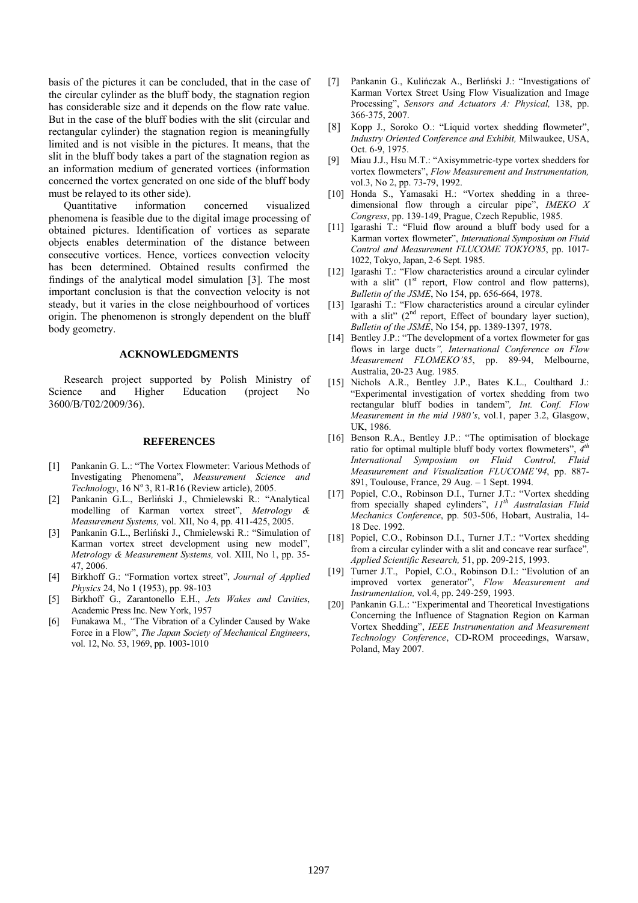basis of the pictures it can be concluded, that in the case of the circular cylinder as the bluff body, the stagnation region has considerable size and it depends on the flow rate value. But in the case of the bluff bodies with the slit (circular and rectangular cylinder) the stagnation region is meaningfully limited and is not visible in the pictures. It means, that the slit in the bluff body takes a part of the stagnation region as an information medium of generated vortices (information concerned the vortex generated on one side of the bluff body must be relayed to its other side).

Quantitative information concerned visualized phenomena is feasible due to the digital image processing of obtained pictures. Identification of vortices as separate objects enables determination of the distance between consecutive vortices. Hence, vortices convection velocity has been determined. Obtained results confirmed the findings of the analytical model simulation [3]. The most important conclusion is that the convection velocity is not steady, but it varies in the close neighbourhood of vortices origin. The phenomenon is strongly dependent on the bluff body geometry.

## ACKNOWLEDGMENTS

Research project supported by Polish Ministry of Science and Higher Education (project No 3600/B/T02/2009/36).

## REFERENCES

[1] Pankanin G. L.: "The Vortex Flowmeter: Various Methods of Investigating Phenomena", *Measurement Science and Technology*, 16 N°3, R1-R16 (Review article), 2005.

[2] Pankanin G.L., Berliński J., Chmielewski R.: "Analytical modelling of Karman vortex street", *Metrology & Measurement Systems,* vol. XII, No 4, pp. 411-425, 2005.

[3] Pankanin G.L., Berliński J., Chmielewski R.: "Simulation of Karman vortex street development using new model", *Metrology & Measurement Systems,* vol. XIII, No 1, pp. 35-47, 2006.

[4] Birkhoff G.: "Formation vortex street", *Journal of Applied Physics* 24, No 1 (1953), pp. 98-103

[5] Birkhoff G., Zarantonello E.H., *Jets Wakes and Cavities*, Academic Press Inc. New York, 1957

[6] Funakawa M., "The Vibration of a Cylinder Caused by Wake Force in a Flow", *The Japan Society of Mechanical Engineers*, vol. 12, No. 53, 1969, pp. 1003-1010

[7] Pankanin G., Kulińczak A., Berliński J.: "Investigations of Karman Vortex Street Using Flow Visualization and Image Processing", *Sensors and Actuators A: Physical,* 138, pp. 366-375, 2007.

[8] Kopp J., Soroko O.: "Liquid vortex shedding flowmeter", *Industry Oriented Conference and Exhibit,* Milwaukee, USA, Oct. 6-9, 1975.

[9] Miau J.J., Hsu M.T.: "Axisymmetric-type vortex shedders for vortex flowmeters", *Flow Measurement and Instrumentation,* vol.3, No 2, pp. 73-79, 1992.

[10] Honda S., Yamasaki H.: "Vortex shedding in a three-dimensional flow through a circular pipe", *IMEKO X Congress*, pp. 139-149, Prague, Czech Republic, 1985.

[11] Igarashi T.: "Fluid flow around a bluff body used for a Karman vortex flowmeter", *International Symposium on Fluid Control and Measurement FLUCOME TOKYO'85*, pp. 1017-1022, Tokyo, Japan, 2-6 Sept. 1985.

[12] Igarashi T.: "Flow characteristics around a circular cylinder with a slit" (1st report, Flow control and flow patterns), *Bulletin of the JSME*, No 154, pp. 656-664, 1978.

[13] Igarashi T.: "Flow characteristics around a circular cylinder with a slit" (2nd report, Effect of boundary layer suction), *Bulletin of the JSME*, No 154, pp. 1389-1397, 1978.

[14] Bentley J.P.: "The development of a vortex flowmeter for gas flows in large ducts", *International Conference on Flow Measurement FLOMEKO'85*, pp. 89-94, Melbourne, Australia, 20-23 Aug. 1985.

[15] Nichols A.R., Bentley J.P., Bates K.L., Coulthard J.: "Experimental investigation of vortex shedding from two rectangular bluff bodies in tandem", *Int. Conf. Flow Measurement in the mid 1980's*, vol.1, paper 3.2, Glasgow, UK, 1986.

[16] Benson R.A., Bentley J.P.: "The optimisation of blockage ratio for optimal multiple bluff body vortex flowmeters", *4th International Symposium on Fluid Control, Fluid Measuurement and Visualization FLUCOME'94*, pp. 887-891, Toulouse, France, 29 Aug. – 1 Sept. 1994.

[17] Popiel, C.O., Robinson D.I., Turner J.T.: "Vortex shedding from specially shaped cylinders", *11th Australasian Fluid Mechanics Conference*, pp. 503-506, Hobart, Australia, 14-18 Dec. 1992.

[18] Popiel, C.O., Robinson D.I., Turner J.T.: "Vortex shedding from a circular cylinder with a slit and concave rear surface", *Applied Scientific Research,* 51, pp. 209-215, 1993.

[19] Turner J.T., Popiel, C.O., Robinson D.I.: "Evolution of an improved vortex generator", *Flow Measurement and Instrumentation,* vol.4, pp. 249-259, 1993.

[20] Pankanin G.L.: "Experimental and Theoretical Investigations Concerning the Influence of Stagnation Region on Karman Vortex Shedding", *IEEE Instrumentation and Measurement Technology Conference*, CD-ROM proceedings, Warsaw, Poland, May 2007.